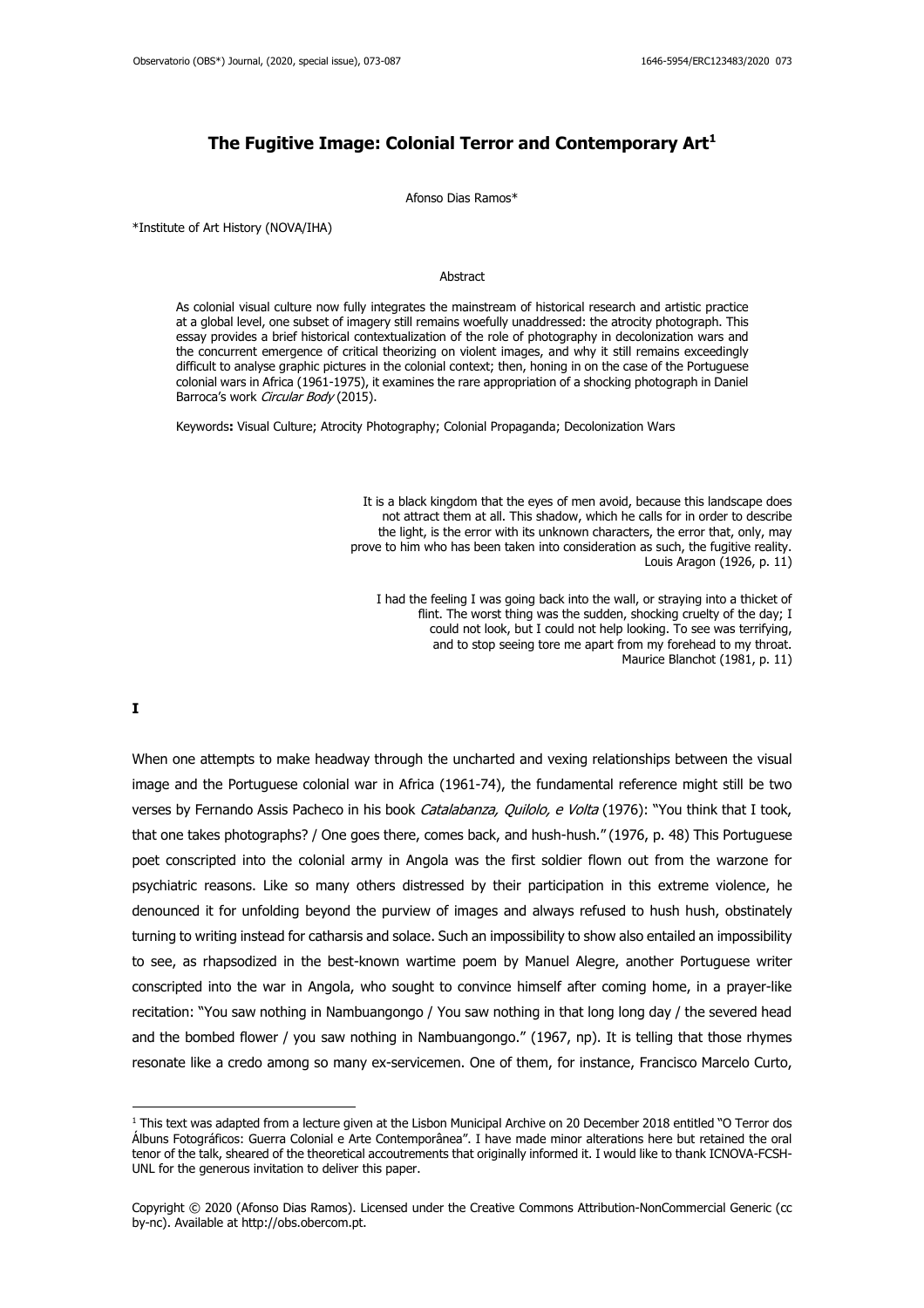# The Fugitive Image: Colonial Terror and Contemporary Art[1]

Afonso Dias Ramos*

*Institute of Art History (NOVA/IHA)

### Abstract

As colonial visual culture now fully integrates the mainstream of historical research and artistic practice at a global level, one subset of imagery still remains woefully unaddressed: the atrocity photograph. This essay provides a brief historical contextualization of the role of photography in decolonization wars and the concurrent emergence of critical theorizing on violent images, and why it still remains exceedingly difficult to analyse graphic pictures in the colonial context; then, honing in on the case of the Portuguese colonial wars in Africa (1961-1975), it examines the rare appropriation of a shocking photograph in Daniel Barroca's work *Circular Body* (2015).

Keywords**:** Visual Culture; Atrocity Photography; Colonial Propaganda; Decolonization Wars

> It is a black kingdom that the eyes of men avoid, because this landscape does not attract them at all. This shadow, which he calls for in order to describe the light, is the error with its unknown characters, the error that, only, may prove to him who has been taken into consideration as such, the fugitive reality.
> Louis Aragon (1926, p. 11)

> I had the feeling I was going back into the wall, or straying into a thicket of flint. The worst thing was the sudden, shocking cruelty of the day; I could not look, but I could not help looking. To see was terrifying, and to stop seeing tore me apart from my forehead to my throat.
> Maurice Blanchot (1981, p. 11)

## I

When one attempts to make headway through the uncharted and vexing relationships between the visual image and the Portuguese colonial war in Africa (1961-74), the fundamental reference might still be two verses by Fernando Assis Pacheco in his book *Catalabanza, Quilolo, e Volta* (1976): "You think that I took, that one takes photographs? / One goes there, comes back, and hush-hush." (1976, p. 48) This Portuguese poet conscripted into the colonial army in Angola was the first soldier flown out from the warzone for psychiatric reasons. Like so many others distressed by their participation in this extreme violence, he denounced it for unfolding beyond the purview of images and always refused to hush hush, obstinately turning to writing instead for catharsis and solace. Such an impossibility to show also entailed an impossibility to see, as rhapsodized in the best-known wartime poem by Manuel Alegre, another Portuguese writer conscripted into the war in Angola, who sought to convince himself after coming home, in a prayer-like recitation: "You saw nothing in Nambuangongo / You saw nothing in that long long day / the severed head and the bombed flower / you saw nothing in Nambuangongo." (1967, np). It is telling that those rhymes resonate like a credo among so many ex-servicemen. One of them, for instance, Francisco Marcelo Curto,

[1] This text was adapted from a lecture given at the Lisbon Municipal Archive on 20 December 2018 entitled "O Terror dos Álbuns Fotográficos: Guerra Colonial e Arte Contemporânea". I have made minor alterations here but retained the oral tenor of the talk, sheared of the theoretical accoutrements that originally informed it. I would like to thank ICNOVA-FCSH-UNL for the generous invitation to deliver this paper.

Copyright © 2020 (Afonso Dias Ramos). Licensed under the Creative Commons Attribution-NonCommercial Generic (cc by-nc). Available at http://obs.obercom.pt.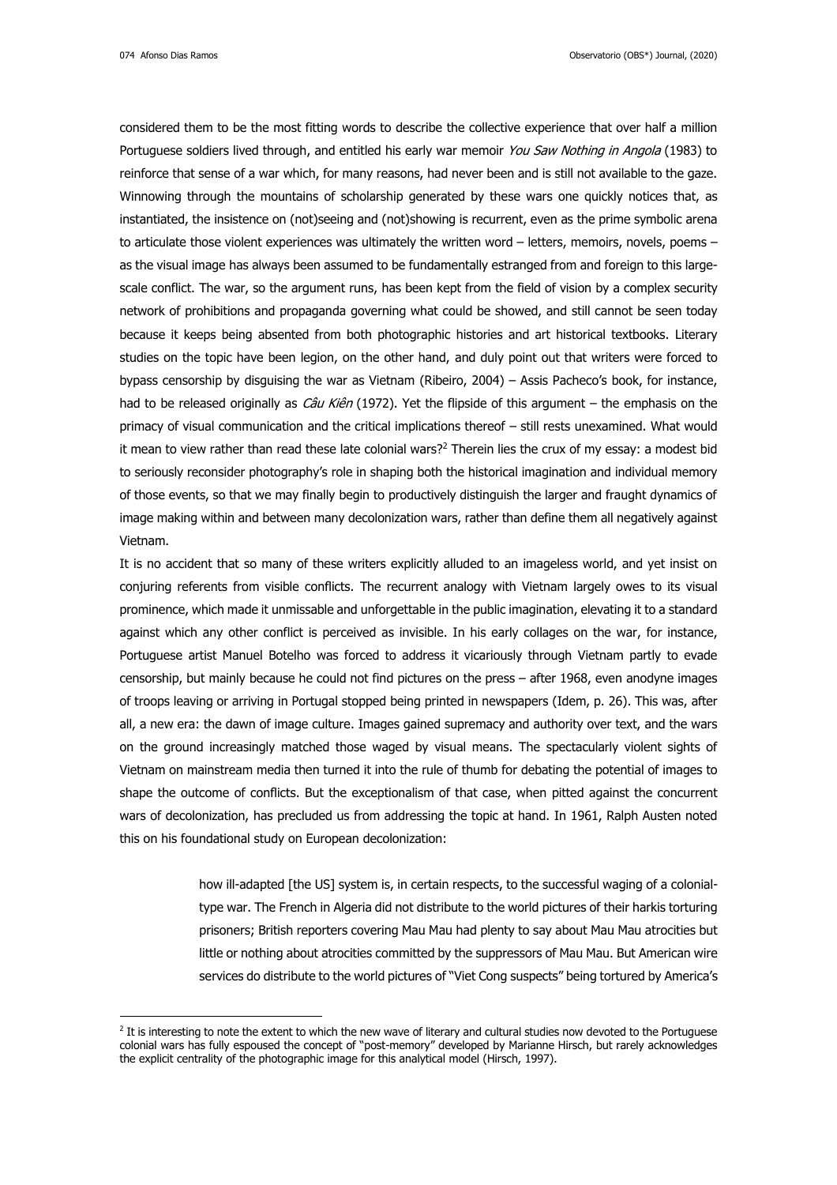considered them to be the most fitting words to describe the collective experience that over half a million Portuguese soldiers lived through, and entitled his early war memoir *You Saw Nothing in Angola* (1983) to reinforce that sense of a war which, for many reasons, had never been and is still not available to the gaze. Winnowing through the mountains of scholarship generated by these wars one quickly notices that, as instantiated, the insistence on (not)seeing and (not)showing is recurrent, even as the prime symbolic arena to articulate those violent experiences was ultimately the written word – letters, memoirs, novels, poems – as the visual image has always been assumed to be fundamentally estranged from and foreign to this large-scale conflict. The war, so the argument runs, has been kept from the field of vision by a complex security network of prohibitions and propaganda governing what could be showed, and still cannot be seen today because it keeps being absented from both photographic histories and art historical textbooks. Literary studies on the topic have been legion, on the other hand, and duly point out that writers were forced to bypass censorship by disguising the war as Vietnam (Ribeiro, 2004) – Assis Pacheco's book, for instance, had to be released originally as *Câu Kiên* (1972). Yet the flipside of this argument – the emphasis on the primacy of visual communication and the critical implications thereof – still rests unexamined. What would it mean to view rather than read these late colonial wars?[2] Therein lies the crux of my essay: a modest bid to seriously reconsider photography's role in shaping both the historical imagination and individual memory of those events, so that we may finally begin to productively distinguish the larger and fraught dynamics of image making within and between many decolonization wars, rather than define them all negatively against Vietnam.

It is no accident that so many of these writers explicitly alluded to an imageless world, and yet insist on conjuring referents from visible conflicts. The recurrent analogy with Vietnam largely owes to its visual prominence, which made it unmissable and unforgettable in the public imagination, elevating it to a standard against which any other conflict is perceived as invisible. In his early collages on the war, for instance, Portuguese artist Manuel Botelho was forced to address it vicariously through Vietnam partly to evade censorship, but mainly because he could not find pictures on the press – after 1968, even anodyne images of troops leaving or arriving in Portugal stopped being printed in newspapers (Idem, p. 26). This was, after all, a new era: the dawn of image culture. Images gained supremacy and authority over text, and the wars on the ground increasingly matched those waged by visual means. The spectacularly violent sights of Vietnam on mainstream media then turned it into the rule of thumb for debating the potential of images to shape the outcome of conflicts. But the exceptionalism of that case, when pitted against the concurrent wars of decolonization, has precluded us from addressing the topic at hand. In 1961, Ralph Austen noted this on his foundational study on European decolonization:

> how ill-adapted [the US] system is, in certain respects, to the successful waging of a colonial-type war. The French in Algeria did not distribute to the world pictures of their harkis torturing prisoners; British reporters covering Mau Mau had plenty to say about Mau Mau atrocities but little or nothing about atrocities committed by the suppressors of Mau Mau. But American wire services do distribute to the world pictures of "Viet Cong suspects" being tortured by America's

[2] It is interesting to note the extent to which the new wave of literary and cultural studies now devoted to the Portuguese colonial wars has fully espoused the concept of "post-memory" developed by Marianne Hirsch, but rarely acknowledges the explicit centrality of the photographic image for this analytical model (Hirsch, 1997).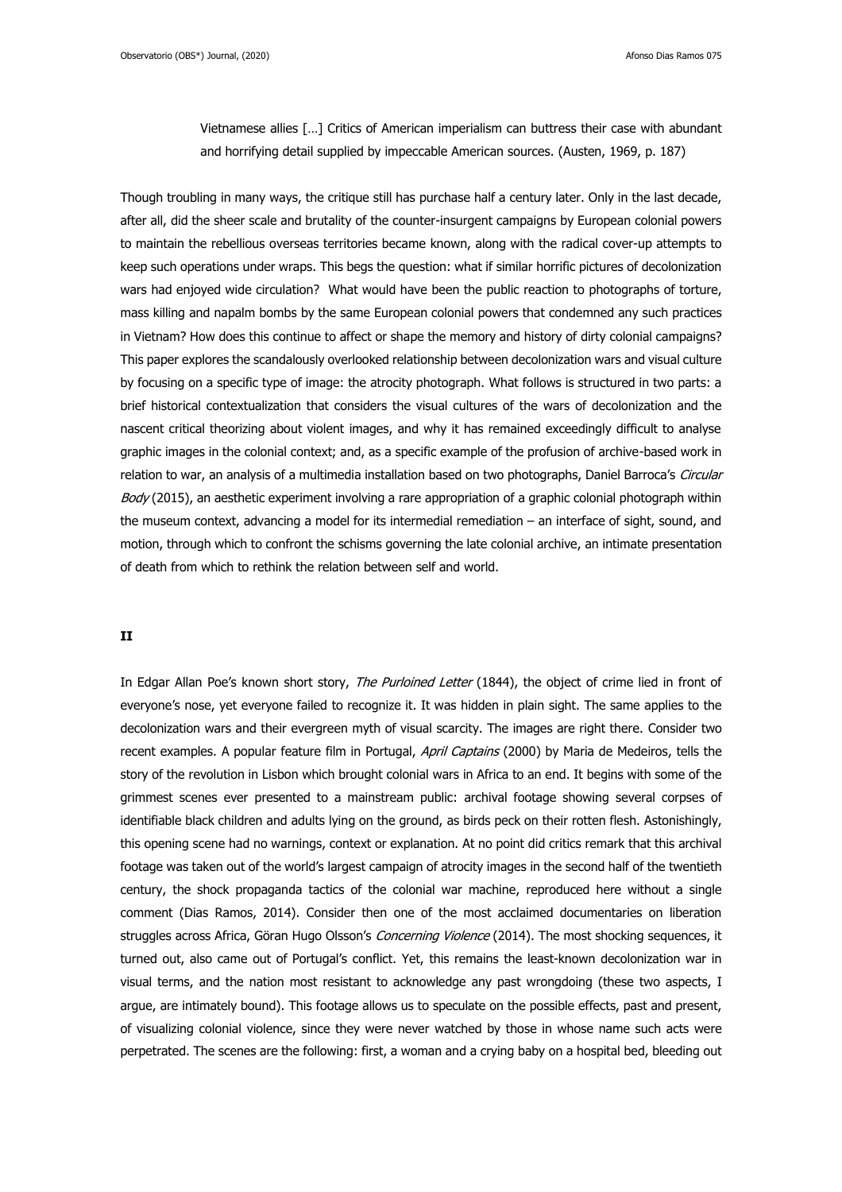> Vietnamese allies […] Critics of American imperialism can buttress their case with abundant and horrifying detail supplied by impeccable American sources. (Austen, 1969, p. 187)

Though troubling in many ways, the critique still has purchase half a century later. Only in the last decade, after all, did the sheer scale and brutality of the counter-insurgent campaigns by European colonial powers to maintain the rebellious overseas territories became known, along with the radical cover-up attempts to keep such operations under wraps. This begs the question: what if similar horrific pictures of decolonization wars had enjoyed wide circulation? What would have been the public reaction to photographs of torture, mass killing and napalm bombs by the same European colonial powers that condemned any such practices in Vietnam? How does this continue to affect or shape the memory and history of dirty colonial campaigns? This paper explores the scandalously overlooked relationship between decolonization wars and visual culture by focusing on a specific type of image: the atrocity photograph. What follows is structured in two parts: a brief historical contextualization that considers the visual cultures of the wars of decolonization and the nascent critical theorizing about violent images, and why it has remained exceedingly difficult to analyse graphic images in the colonial context; and, as a specific example of the profusion of archive-based work in relation to war, an analysis of a multimedia installation based on two photographs, Daniel Barroca's *Circular Body* (2015), an aesthetic experiment involving a rare appropriation of a graphic colonial photograph within the museum context, advancing a model for its intermedial remediation – an interface of sight, sound, and motion, through which to confront the schisms governing the late colonial archive, an intimate presentation of death from which to rethink the relation between self and world.

## II

In Edgar Allan Poe's known short story, *The Purloined Letter* (1844), the object of crime lied in front of everyone's nose, yet everyone failed to recognize it. It was hidden in plain sight. The same applies to the decolonization wars and their evergreen myth of visual scarcity. The images are right there. Consider two recent examples. A popular feature film in Portugal, *April Captains* (2000) by Maria de Medeiros, tells the story of the revolution in Lisbon which brought colonial wars in Africa to an end. It begins with some of the grimmest scenes ever presented to a mainstream public: archival footage showing several corpses of identifiable black children and adults lying on the ground, as birds peck on their rotten flesh. Astonishingly, this opening scene had no warnings, context or explanation. At no point did critics remark that this archival footage was taken out of the world's largest campaign of atrocity images in the second half of the twentieth century, the shock propaganda tactics of the colonial war machine, reproduced here without a single comment (Dias Ramos, 2014). Consider then one of the most acclaimed documentaries on liberation struggles across Africa, Göran Hugo Olsson's *Concerning Violence* (2014). The most shocking sequences, it turned out, also came out of Portugal's conflict. Yet, this remains the least-known decolonization war in visual terms, and the nation most resistant to acknowledge any past wrongdoing (these two aspects, I argue, are intimately bound). This footage allows us to speculate on the possible effects, past and present, of visualizing colonial violence, since they were never watched by those in whose name such acts were perpetrated. The scenes are the following: first, a woman and a crying baby on a hospital bed, bleeding out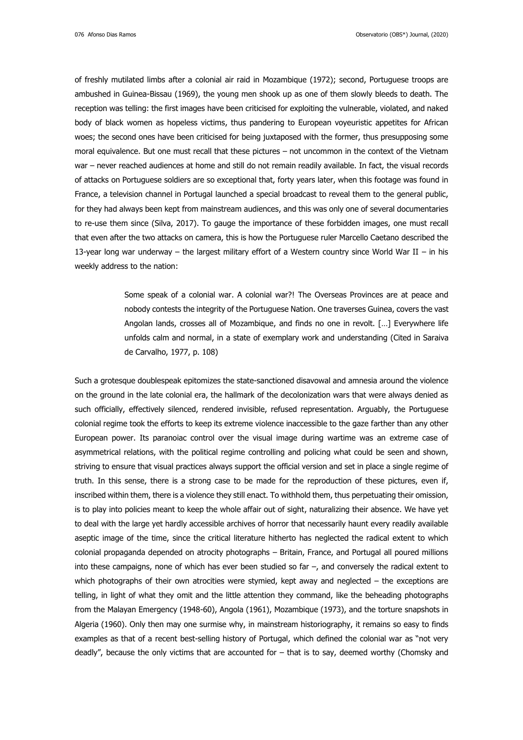of freshly mutilated limbs after a colonial air raid in Mozambique (1972); second, Portuguese troops are ambushed in Guinea-Bissau (1969), the young men shook up as one of them slowly bleeds to death. The reception was telling: the first images have been criticised for exploiting the vulnerable, violated, and naked body of black women as hopeless victims, thus pandering to European voyeuristic appetites for African woes; the second ones have been criticised for being juxtaposed with the former, thus presupposing some moral equivalence. But one must recall that these pictures – not uncommon in the context of the Vietnam war – never reached audiences at home and still do not remain readily available. In fact, the visual records of attacks on Portuguese soldiers are so exceptional that, forty years later, when this footage was found in France, a television channel in Portugal launched a special broadcast to reveal them to the general public, for they had always been kept from mainstream audiences, and this was only one of several documentaries to re-use them since (Silva, 2017). To gauge the importance of these forbidden images, one must recall that even after the two attacks on camera, this is how the Portuguese ruler Marcello Caetano described the 13-year long war underway – the largest military effort of a Western country since World War II – in his weekly address to the nation:

> Some speak of a colonial war. A colonial war?! The Overseas Provinces are at peace and nobody contests the integrity of the Portuguese Nation. One traverses Guinea, covers the vast Angolan lands, crosses all of Mozambique, and finds no one in revolt. […] Everywhere life unfolds calm and normal, in a state of exemplary work and understanding (Cited in Saraiva de Carvalho, 1977, p. 108)

Such a grotesque doublespeak epitomizes the state-sanctioned disavowal and amnesia around the violence on the ground in the late colonial era, the hallmark of the decolonization wars that were always denied as such officially, effectively silenced, rendered invisible, refused representation. Arguably, the Portuguese colonial regime took the efforts to keep its extreme violence inaccessible to the gaze farther than any other European power. Its paranoiac control over the visual image during wartime was an extreme case of asymmetrical relations, with the political regime controlling and policing what could be seen and shown, striving to ensure that visual practices always support the official version and set in place a single regime of truth. In this sense, there is a strong case to be made for the reproduction of these pictures, even if, inscribed within them, there is a violence they still enact. To withhold them, thus perpetuating their omission, is to play into policies meant to keep the whole affair out of sight, naturalizing their absence. We have yet to deal with the large yet hardly accessible archives of horror that necessarily haunt every readily available aseptic image of the time, since the critical literature hitherto has neglected the radical extent to which colonial propaganda depended on atrocity photographs – Britain, France, and Portugal all poured millions into these campaigns, none of which has ever been studied so far –, and conversely the radical extent to which photographs of their own atrocities were stymied, kept away and neglected – the exceptions are telling, in light of what they omit and the little attention they command, like the beheading photographs from the Malayan Emergency (1948-60), Angola (1961), Mozambique (1973), and the torture snapshots in Algeria (1960). Only then may one surmise why, in mainstream historiography, it remains so easy to finds examples as that of a recent best-selling history of Portugal, which defined the colonial war as "not very deadly", because the only victims that are accounted for – that is to say, deemed worthy (Chomsky and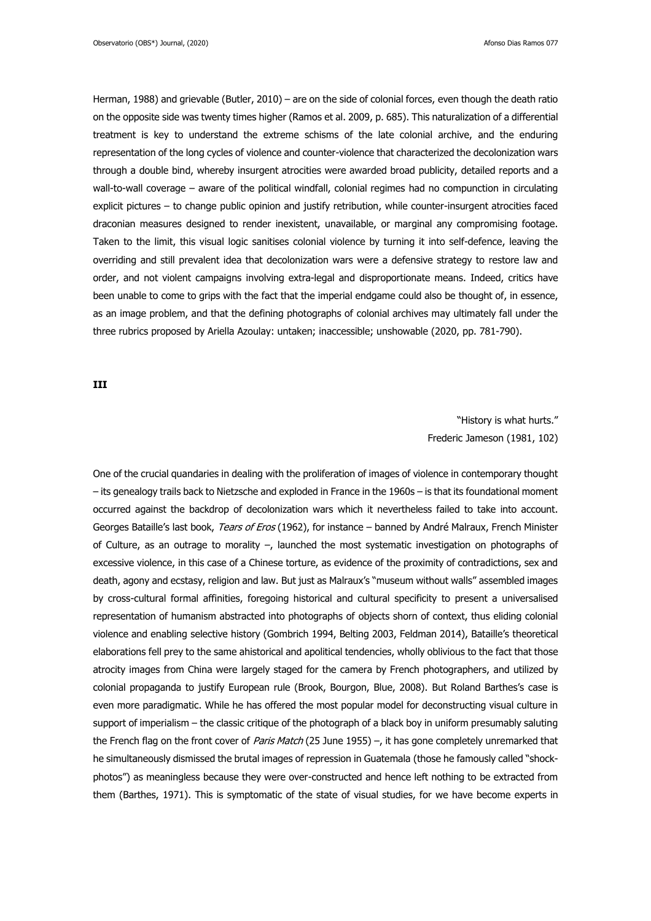Herman, 1988) and grievable (Butler, 2010) – are on the side of colonial forces, even though the death ratio on the opposite side was twenty times higher (Ramos et al. 2009, p. 685). This naturalization of a differential treatment is key to understand the extreme schisms of the late colonial archive, and the enduring representation of the long cycles of violence and counter-violence that characterized the decolonization wars through a double bind, whereby insurgent atrocities were awarded broad publicity, detailed reports and a wall-to-wall coverage – aware of the political windfall, colonial regimes had no compunction in circulating explicit pictures – to change public opinion and justify retribution, while counter-insurgent atrocities faced draconian measures designed to render inexistent, unavailable, or marginal any compromising footage. Taken to the limit, this visual logic sanitises colonial violence by turning it into self-defence, leaving the overriding and still prevalent idea that decolonization wars were a defensive strategy to restore law and order, and not violent campaigns involving extra-legal and disproportionate means. Indeed, critics have been unable to come to grips with the fact that the imperial endgame could also be thought of, in essence, as an image problem, and that the defining photographs of colonial archives may ultimately fall under the three rubrics proposed by Ariella Azoulay: untaken; inaccessible; unshowable (2020, pp. 781-790).

## III

"History is what hurts."
Frederic Jameson (1981, 102)

One of the crucial quandaries in dealing with the proliferation of images of violence in contemporary thought – its genealogy trails back to Nietzsche and exploded in France in the 1960s – is that its foundational moment occurred against the backdrop of decolonization wars which it nevertheless failed to take into account. Georges Bataille's last book, *Tears of Eros* (1962), for instance – banned by André Malraux, French Minister of Culture, as an outrage to morality –, launched the most systematic investigation on photographs of excessive violence, in this case of a Chinese torture, as evidence of the proximity of contradictions, sex and death, agony and ecstasy, religion and law. But just as Malraux's "museum without walls" assembled images by cross-cultural formal affinities, foregoing historical and cultural specificity to present a universalised representation of humanism abstracted into photographs of objects shorn of context, thus eliding colonial violence and enabling selective history (Gombrich 1994, Belting 2003, Feldman 2014), Bataille's theoretical elaborations fell prey to the same ahistorical and apolitical tendencies, wholly oblivious to the fact that those atrocity images from China were largely staged for the camera by French photographers, and utilized by colonial propaganda to justify European rule (Brook, Bourgon, Blue, 2008). But Roland Barthes's case is even more paradigmatic. While he has offered the most popular model for deconstructing visual culture in support of imperialism – the classic critique of the photograph of a black boy in uniform presumably saluting the French flag on the front cover of *Paris Match* (25 June 1955) –, it has gone completely unremarked that he simultaneously dismissed the brutal images of repression in Guatemala (those he famously called "shock-photos") as meaningless because they were over-constructed and hence left nothing to be extracted from them (Barthes, 1971). This is symptomatic of the state of visual studies, for we have become experts in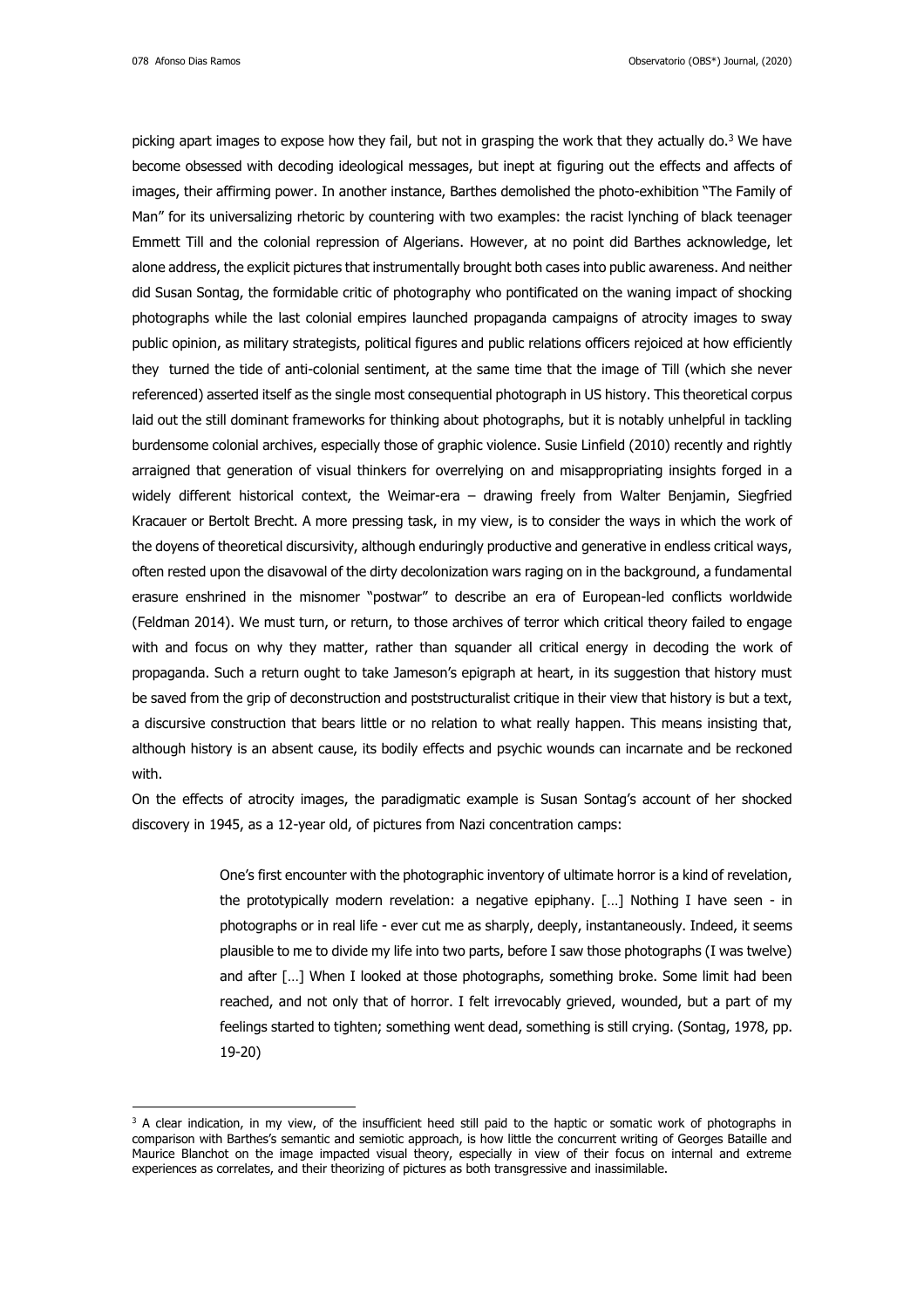picking apart images to expose how they fail, but not in grasping the work that they actually do.[3] We have become obsessed with decoding ideological messages, but inept at figuring out the effects and affects of images, their affirming power. In another instance, Barthes demolished the photo-exhibition "The Family of Man" for its universalizing rhetoric by countering with two examples: the racist lynching of black teenager Emmett Till and the colonial repression of Algerians. However, at no point did Barthes acknowledge, let alone address, the explicit pictures that instrumentally brought both cases into public awareness. And neither did Susan Sontag, the formidable critic of photography who pontificated on the waning impact of shocking photographs while the last colonial empires launched propaganda campaigns of atrocity images to sway public opinion, as military strategists, political figures and public relations officers rejoiced at how efficiently they turned the tide of anti-colonial sentiment, at the same time that the image of Till (which she never referenced) asserted itself as the single most consequential photograph in US history. This theoretical corpus laid out the still dominant frameworks for thinking about photographs, but it is notably unhelpful in tackling burdensome colonial archives, especially those of graphic violence. Susie Linfield (2010) recently and rightly arraigned that generation of visual thinkers for overrelying on and misappropriating insights forged in a widely different historical context, the Weimar-era – drawing freely from Walter Benjamin, Siegfried Kracauer or Bertolt Brecht. A more pressing task, in my view, is to consider the ways in which the work of the doyens of theoretical discursivity, although enduringly productive and generative in endless critical ways, often rested upon the disavowal of the dirty decolonization wars raging on in the background, a fundamental erasure enshrined in the misnomer "postwar" to describe an era of European-led conflicts worldwide (Feldman 2014). We must turn, or return, to those archives of terror which critical theory failed to engage with and focus on why they matter, rather than squander all critical energy in decoding the work of propaganda. Such a return ought to take Jameson's epigraph at heart, in its suggestion that history must be saved from the grip of deconstruction and poststructuralist critique in their view that history is but a text, a discursive construction that bears little or no relation to what really happen. This means insisting that, although history is an absent cause, its bodily effects and psychic wounds can incarnate and be reckoned with.

On the effects of atrocity images, the paradigmatic example is Susan Sontag's account of her shocked discovery in 1945, as a 12-year old, of pictures from Nazi concentration camps:

> One's first encounter with the photographic inventory of ultimate horror is a kind of revelation, the prototypically modern revelation: a negative epiphany. […] Nothing I have seen - in photographs or in real life - ever cut me as sharply, deeply, instantaneously. Indeed, it seems plausible to me to divide my life into two parts, before I saw those photographs (I was twelve) and after […] When I looked at those photographs, something broke. Some limit had been reached, and not only that of horror. I felt irrevocably grieved, wounded, but a part of my feelings started to tighten; something went dead, something is still crying. (Sontag, 1978, pp. 19-20)

[3] A clear indication, in my view, of the insufficient heed still paid to the haptic or somatic work of photographs in comparison with Barthes's semantic and semiotic approach, is how little the concurrent writing of Georges Bataille and Maurice Blanchot on the image impacted visual theory, especially in view of their focus on internal and extreme experiences as correlates, and their theorizing of pictures as both transgressive and inassimilable.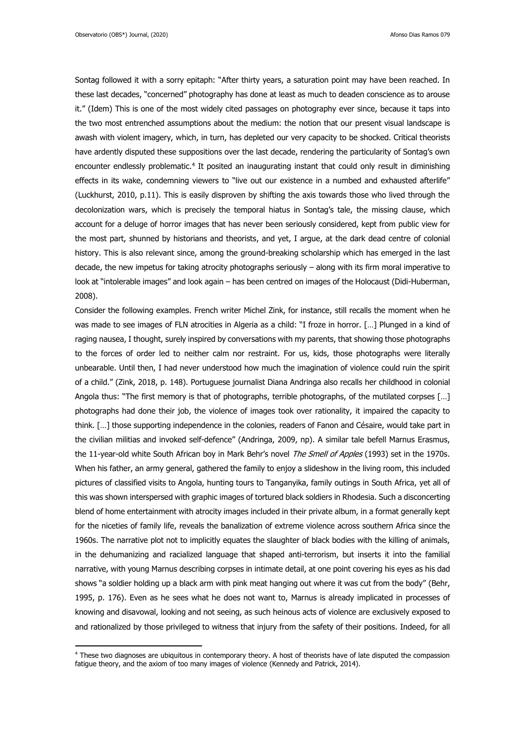Sontag followed it with a sorry epitaph: "After thirty years, a saturation point may have been reached. In these last decades, "concerned" photography has done at least as much to deaden conscience as to arouse it." (Idem) This is one of the most widely cited passages on photography ever since, because it taps into the two most entrenched assumptions about the medium: the notion that our present visual landscape is awash with violent imagery, which, in turn, has depleted our very capacity to be shocked. Critical theorists have ardently disputed these suppositions over the last decade, rendering the particularity of Sontag's own encounter endlessly problematic.[4] It posited an inaugurating instant that could only result in diminishing effects in its wake, condemning viewers to "live out our existence in a numbed and exhausted afterlife" (Luckhurst, 2010, p.11). This is easily disproven by shifting the axis towards those who lived through the decolonization wars, which is precisely the temporal hiatus in Sontag's tale, the missing clause, which account for a deluge of horror images that has never been seriously considered, kept from public view for the most part, shunned by historians and theorists, and yet, I argue, at the dark dead centre of colonial history. This is also relevant since, among the ground-breaking scholarship which has emerged in the last decade, the new impetus for taking atrocity photographs seriously – along with its firm moral imperative to look at "intolerable images" and look again – has been centred on images of the Holocaust (Didi-Huberman, 2008).

Consider the following examples. French writer Michel Zink, for instance, still recalls the moment when he was made to see images of FLN atrocities in Algeria as a child: "I froze in horror. […] Plunged in a kind of raging nausea, I thought, surely inspired by conversations with my parents, that showing those photographs to the forces of order led to neither calm nor restraint. For us, kids, those photographs were literally unbearable. Until then, I had never understood how much the imagination of violence could ruin the spirit of a child." (Zink, 2018, p. 148). Portuguese journalist Diana Andringa also recalls her childhood in colonial Angola thus: "The first memory is that of photographs, terrible photographs, of the mutilated corpses […] photographs had done their job, the violence of images took over rationality, it impaired the capacity to think. […] those supporting independence in the colonies, readers of Fanon and Césaire, would take part in the civilian militias and invoked self-defence" (Andringa, 2009, np). A similar tale befell Marnus Erasmus, the 11-year-old white South African boy in Mark Behr's novel *The Smell of Apples* (1993) set in the 1970s. When his father, an army general, gathered the family to enjoy a slideshow in the living room, this included pictures of classified visits to Angola, hunting tours to Tanganyika, family outings in South Africa, yet all of this was shown interspersed with graphic images of tortured black soldiers in Rhodesia. Such a disconcerting blend of home entertainment with atrocity images included in their private album, in a format generally kept for the niceties of family life, reveals the banalization of extreme violence across southern Africa since the 1960s. The narrative plot not to implicitly equates the slaughter of black bodies with the killing of animals, in the dehumanizing and racialized language that shaped anti-terrorism, but inserts it into the familial narrative, with young Marnus describing corpses in intimate detail, at one point covering his eyes as his dad shows "a soldier holding up a black arm with pink meat hanging out where it was cut from the body" (Behr, 1995, p. 176). Even as he sees what he does not want to, Marnus is already implicated in processes of knowing and disavowal, looking and not seeing, as such heinous acts of violence are exclusively exposed to and rationalized by those privileged to witness that injury from the safety of their positions. Indeed, for all

[4] These two diagnoses are ubiquitous in contemporary theory. A host of theorists have of late disputed the compassion fatigue theory, and the axiom of too many images of violence (Kennedy and Patrick, 2014).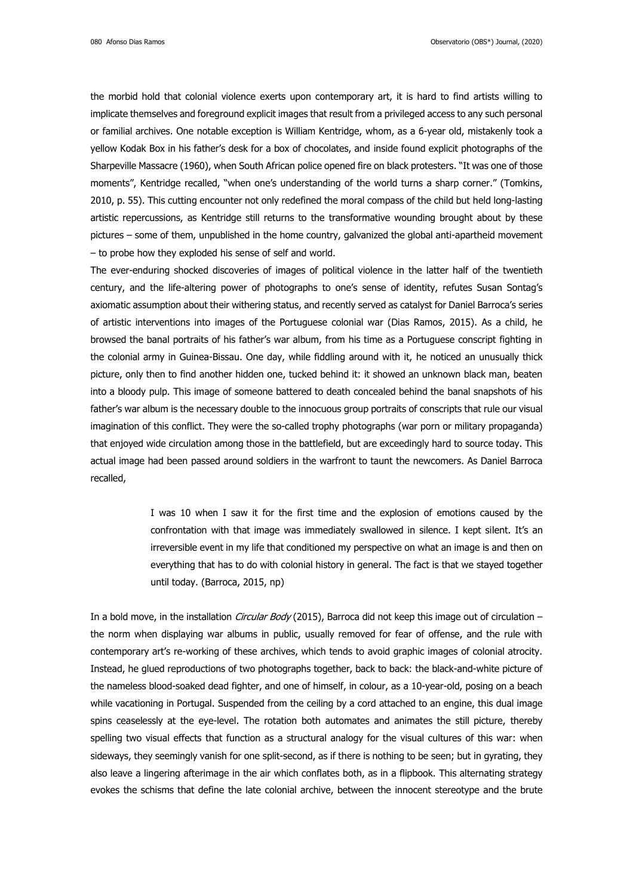the morbid hold that colonial violence exerts upon contemporary art, it is hard to find artists willing to implicate themselves and foreground explicit images that result from a privileged access to any such personal or familial archives. One notable exception is William Kentridge, whom, as a 6-year old, mistakenly took a yellow Kodak Box in his father's desk for a box of chocolates, and inside found explicit photographs of the Sharpeville Massacre (1960), when South African police opened fire on black protesters. "It was one of those moments", Kentridge recalled, "when one's understanding of the world turns a sharp corner." (Tomkins, 2010, p. 55). This cutting encounter not only redefined the moral compass of the child but held long-lasting artistic repercussions, as Kentridge still returns to the transformative wounding brought about by these pictures – some of them, unpublished in the home country, galvanized the global anti-apartheid movement – to probe how they exploded his sense of self and world.

The ever-enduring shocked discoveries of images of political violence in the latter half of the twentieth century, and the life-altering power of photographs to one's sense of identity, refutes Susan Sontag's axiomatic assumption about their withering status, and recently served as catalyst for Daniel Barroca's series of artistic interventions into images of the Portuguese colonial war (Dias Ramos, 2015). As a child, he browsed the banal portraits of his father's war album, from his time as a Portuguese conscript fighting in the colonial army in Guinea-Bissau. One day, while fiddling around with it, he noticed an unusually thick picture, only then to find another hidden one, tucked behind it: it showed an unknown black man, beaten into a bloody pulp. This image of someone battered to death concealed behind the banal snapshots of his father's war album is the necessary double to the innocuous group portraits of conscripts that rule our visual imagination of this conflict. They were the so-called trophy photographs (war porn or military propaganda) that enjoyed wide circulation among those in the battlefield, but are exceedingly hard to source today. This actual image had been passed around soldiers in the warfront to taunt the newcomers. As Daniel Barroca recalled,

> I was 10 when I saw it for the first time and the explosion of emotions caused by the confrontation with that image was immediately swallowed in silence. I kept silent. It's an irreversible event in my life that conditioned my perspective on what an image is and then on everything that has to do with colonial history in general. The fact is that we stayed together until today. (Barroca, 2015, np)

In a bold move, in the installation *Circular Body* (2015), Barroca did not keep this image out of circulation – the norm when displaying war albums in public, usually removed for fear of offense, and the rule with contemporary art's re-working of these archives, which tends to avoid graphic images of colonial atrocity. Instead, he glued reproductions of two photographs together, back to back: the black-and-white picture of the nameless blood-soaked dead fighter, and one of himself, in colour, as a 10-year-old, posing on a beach while vacationing in Portugal. Suspended from the ceiling by a cord attached to an engine, this dual image spins ceaselessly at the eye-level. The rotation both automates and animates the still picture, thereby spelling two visual effects that function as a structural analogy for the visual cultures of this war: when sideways, they seemingly vanish for one split-second, as if there is nothing to be seen; but in gyrating, they also leave a lingering afterimage in the air which conflates both, as in a flipbook. This alternating strategy evokes the schisms that define the late colonial archive, between the innocent stereotype and the brute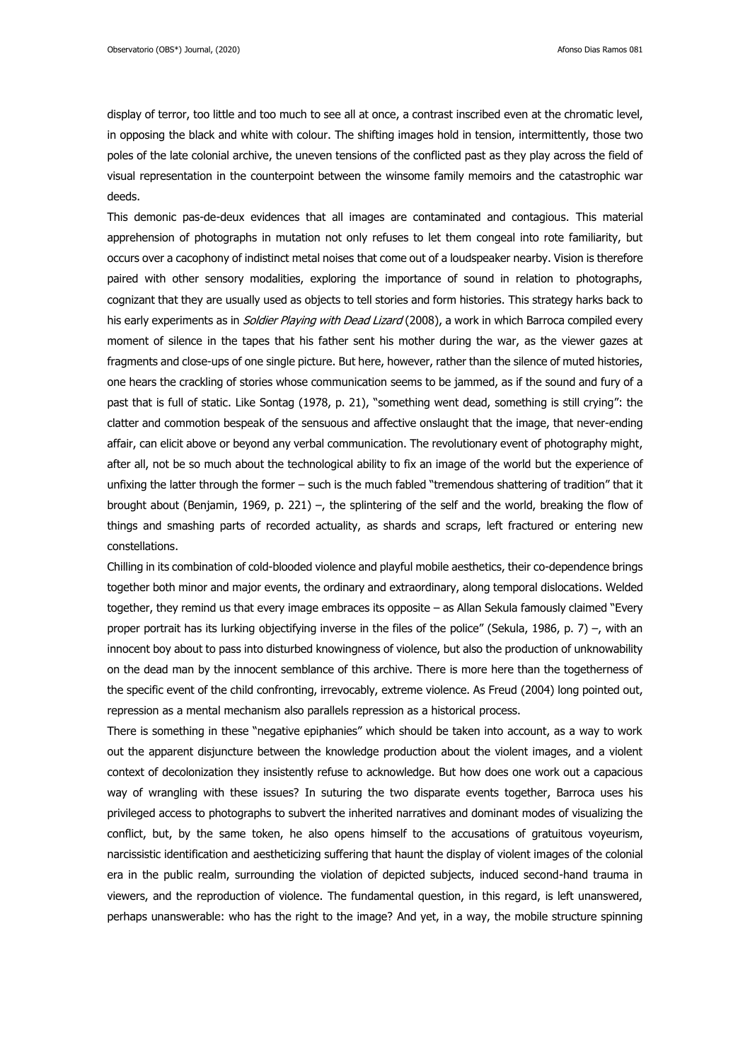display of terror, too little and too much to see all at once, a contrast inscribed even at the chromatic level, in opposing the black and white with colour. The shifting images hold in tension, intermittently, those two poles of the late colonial archive, the uneven tensions of the conflicted past as they play across the field of visual representation in the counterpoint between the winsome family memoirs and the catastrophic war deeds.

This demonic pas-de-deux evidences that all images are contaminated and contagious. This material apprehension of photographs in mutation not only refuses to let them congeal into rote familiarity, but occurs over a cacophony of indistinct metal noises that come out of a loudspeaker nearby. Vision is therefore paired with other sensory modalities, exploring the importance of sound in relation to photographs, cognizant that they are usually used as objects to tell stories and form histories. This strategy harks back to his early experiments as in *Soldier Playing with Dead Lizard* (2008), a work in which Barroca compiled every moment of silence in the tapes that his father sent his mother during the war, as the viewer gazes at fragments and close-ups of one single picture. But here, however, rather than the silence of muted histories, one hears the crackling of stories whose communication seems to be jammed, as if the sound and fury of a past that is full of static. Like Sontag (1978, p. 21), "something went dead, something is still crying": the clatter and commotion bespeak of the sensuous and affective onslaught that the image, that never-ending affair, can elicit above or beyond any verbal communication. The revolutionary event of photography might, after all, not be so much about the technological ability to fix an image of the world but the experience of unfixing the latter through the former – such is the much fabled "tremendous shattering of tradition" that it brought about (Benjamin, 1969, p. 221) –, the splintering of the self and the world, breaking the flow of things and smashing parts of recorded actuality, as shards and scraps, left fractured or entering new constellations.

Chilling in its combination of cold-blooded violence and playful mobile aesthetics, their co-dependence brings together both minor and major events, the ordinary and extraordinary, along temporal dislocations. Welded together, they remind us that every image embraces its opposite – as Allan Sekula famously claimed "Every proper portrait has its lurking objectifying inverse in the files of the police" (Sekula, 1986, p. 7) –, with an innocent boy about to pass into disturbed knowingness of violence, but also the production of unknowability on the dead man by the innocent semblance of this archive. There is more here than the togetherness of the specific event of the child confronting, irrevocably, extreme violence. As Freud (2004) long pointed out, repression as a mental mechanism also parallels repression as a historical process.

There is something in these "negative epiphanies" which should be taken into account, as a way to work out the apparent disjuncture between the knowledge production about the violent images, and a violent context of decolonization they insistently refuse to acknowledge. But how does one work out a capacious way of wrangling with these issues? In suturing the two disparate events together, Barroca uses his privileged access to photographs to subvert the inherited narratives and dominant modes of visualizing the conflict, but, by the same token, he also opens himself to the accusations of gratuitous voyeurism, narcissistic identification and aestheticizing suffering that haunt the display of violent images of the colonial era in the public realm, surrounding the violation of depicted subjects, induced second-hand trauma in viewers, and the reproduction of violence. The fundamental question, in this regard, is left unanswered, perhaps unanswerable: who has the right to the image? And yet, in a way, the mobile structure spinning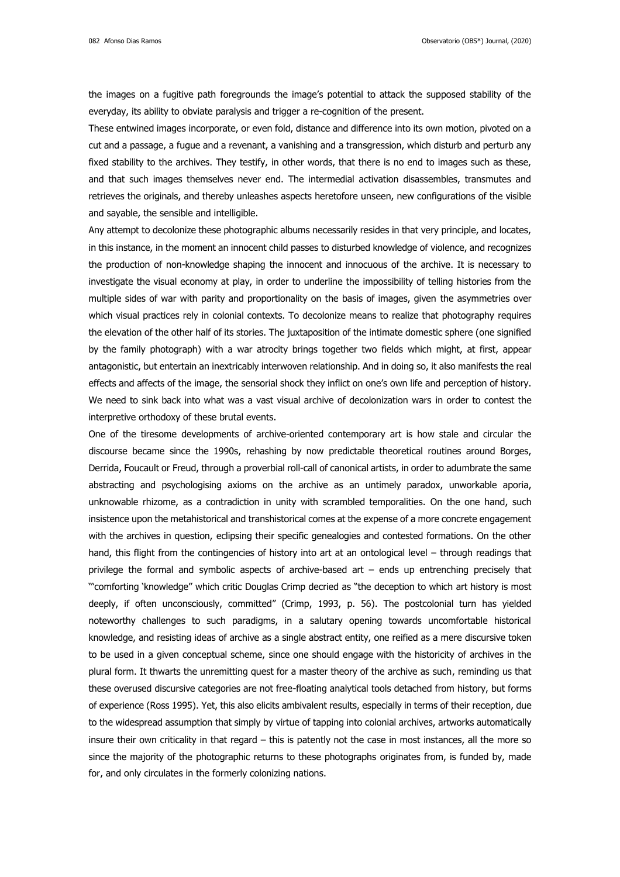the images on a fugitive path foregrounds the image's potential to attack the supposed stability of the everyday, its ability to obviate paralysis and trigger a re-cognition of the present.

These entwined images incorporate, or even fold, distance and difference into its own motion, pivoted on a cut and a passage, a fugue and a revenant, a vanishing and a transgression, which disturb and perturb any fixed stability to the archives. They testify, in other words, that there is no end to images such as these, and that such images themselves never end. The intermedial activation disassembles, transmutes and retrieves the originals, and thereby unleashes aspects heretofore unseen, new configurations of the visible and sayable, the sensible and intelligible.

Any attempt to decolonize these photographic albums necessarily resides in that very principle, and locates, in this instance, in the moment an innocent child passes to disturbed knowledge of violence, and recognizes the production of non-knowledge shaping the innocent and innocuous of the archive. It is necessary to investigate the visual economy at play, in order to underline the impossibility of telling histories from the multiple sides of war with parity and proportionality on the basis of images, given the asymmetries over which visual practices rely in colonial contexts. To decolonize means to realize that photography requires the elevation of the other half of its stories. The juxtaposition of the intimate domestic sphere (one signified by the family photograph) with a war atrocity brings together two fields which might, at first, appear antagonistic, but entertain an inextricably interwoven relationship. And in doing so, it also manifests the real effects and affects of the image, the sensorial shock they inflict on one's own life and perception of history. We need to sink back into what was a vast visual archive of decolonization wars in order to contest the interpretive orthodoxy of these brutal events.

One of the tiresome developments of archive-oriented contemporary art is how stale and circular the discourse became since the 1990s, rehashing by now predictable theoretical routines around Borges, Derrida, Foucault or Freud, through a proverbial roll-call of canonical artists, in order to adumbrate the same abstracting and psychologising axioms on the archive as an untimely paradox, unworkable aporia, unknowable rhizome, as a contradiction in unity with scrambled temporalities. On the one hand, such insistence upon the metahistorical and transhistorical comes at the expense of a more concrete engagement with the archives in question, eclipsing their specific genealogies and contested formations. On the other hand, this flight from the contingencies of history into art at an ontological level – through readings that privilege the formal and symbolic aspects of archive-based art – ends up entrenching precisely that "'comforting 'knowledge" which critic Douglas Crimp decried as "the deception to which art history is most deeply, if often unconsciously, committed" (Crimp, 1993, p. 56). The postcolonial turn has yielded noteworthy challenges to such paradigms, in a salutary opening towards uncomfortable historical knowledge, and resisting ideas of archive as a single abstract entity, one reified as a mere discursive token to be used in a given conceptual scheme, since one should engage with the historicity of archives in the plural form. It thwarts the unremitting quest for a master theory of the archive as such, reminding us that these overused discursive categories are not free-floating analytical tools detached from history, but forms of experience (Ross 1995). Yet, this also elicits ambivalent results, especially in terms of their reception, due to the widespread assumption that simply by virtue of tapping into colonial archives, artworks automatically insure their own criticality in that regard – this is patently not the case in most instances, all the more so since the majority of the photographic returns to these photographs originates from, is funded by, made for, and only circulates in the formerly colonizing nations.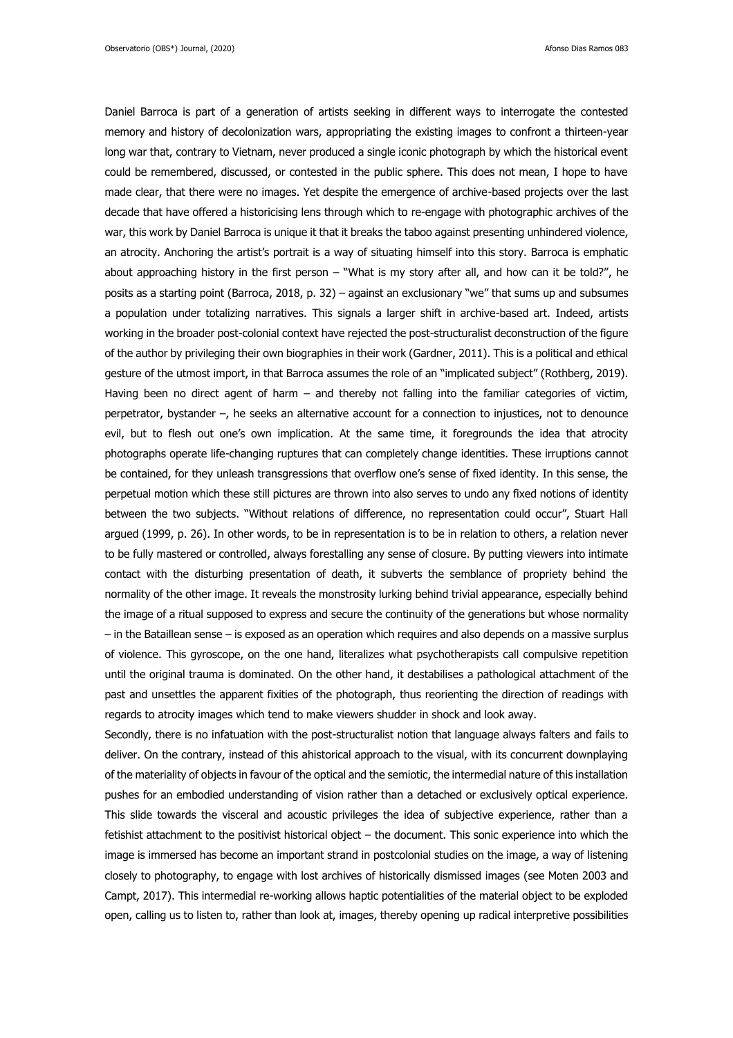Daniel Barroca is part of a generation of artists seeking in different ways to interrogate the contested memory and history of decolonization wars, appropriating the existing images to confront a thirteen-year long war that, contrary to Vietnam, never produced a single iconic photograph by which the historical event could be remembered, discussed, or contested in the public sphere. This does not mean, I hope to have made clear, that there were no images. Yet despite the emergence of archive-based projects over the last decade that have offered a historicising lens through which to re-engage with photographic archives of the war, this work by Daniel Barroca is unique it that it breaks the taboo against presenting unhindered violence, an atrocity. Anchoring the artist's portrait is a way of situating himself into this story. Barroca is emphatic about approaching history in the first person – "What is my story after all, and how can it be told?", he posits as a starting point (Barroca, 2018, p. 32) – against an exclusionary "we" that sums up and subsumes a population under totalizing narratives. This signals a larger shift in archive-based art. Indeed, artists working in the broader post-colonial context have rejected the post-structuralist deconstruction of the figure of the author by privileging their own biographies in their work (Gardner, 2011). This is a political and ethical gesture of the utmost import, in that Barroca assumes the role of an "implicated subject" (Rothberg, 2019). Having been no direct agent of harm – and thereby not falling into the familiar categories of victim, perpetrator, bystander –, he seeks an alternative account for a connection to injustices, not to denounce evil, but to flesh out one's own implication. At the same time, it foregrounds the idea that atrocity photographs operate life-changing ruptures that can completely change identities. These irruptions cannot be contained, for they unleash transgressions that overflow one's sense of fixed identity. In this sense, the perpetual motion which these still pictures are thrown into also serves to undo any fixed notions of identity between the two subjects. "Without relations of difference, no representation could occur", Stuart Hall argued (1999, p. 26). In other words, to be in representation is to be in relation to others, a relation never to be fully mastered or controlled, always forestalling any sense of closure. By putting viewers into intimate contact with the disturbing presentation of death, it subverts the semblance of propriety behind the normality of the other image. It reveals the monstrosity lurking behind trivial appearance, especially behind the image of a ritual supposed to express and secure the continuity of the generations but whose normality – in the Bataillean sense – is exposed as an operation which requires and also depends on a massive surplus of violence. This gyroscope, on the one hand, literalizes what psychotherapists call compulsive repetition until the original trauma is dominated. On the other hand, it destabilises a pathological attachment of the past and unsettles the apparent fixities of the photograph, thus reorienting the direction of readings with regards to atrocity images which tend to make viewers shudder in shock and look away.

Secondly, there is no infatuation with the post-structuralist notion that language always falters and fails to deliver. On the contrary, instead of this ahistorical approach to the visual, with its concurrent downplaying of the materiality of objects in favour of the optical and the semiotic, the intermedial nature of this installation pushes for an embodied understanding of vision rather than a detached or exclusively optical experience. This slide towards the visceral and acoustic privileges the idea of subjective experience, rather than a fetishist attachment to the positivist historical object – the document. This sonic experience into which the image is immersed has become an important strand in postcolonial studies on the image, a way of listening closely to photography, to engage with lost archives of historically dismissed images (see Moten 2003 and Campt, 2017). This intermedial re-working allows haptic potentialities of the material object to be exploded open, calling us to listen to, rather than look at, images, thereby opening up radical interpretive possibilities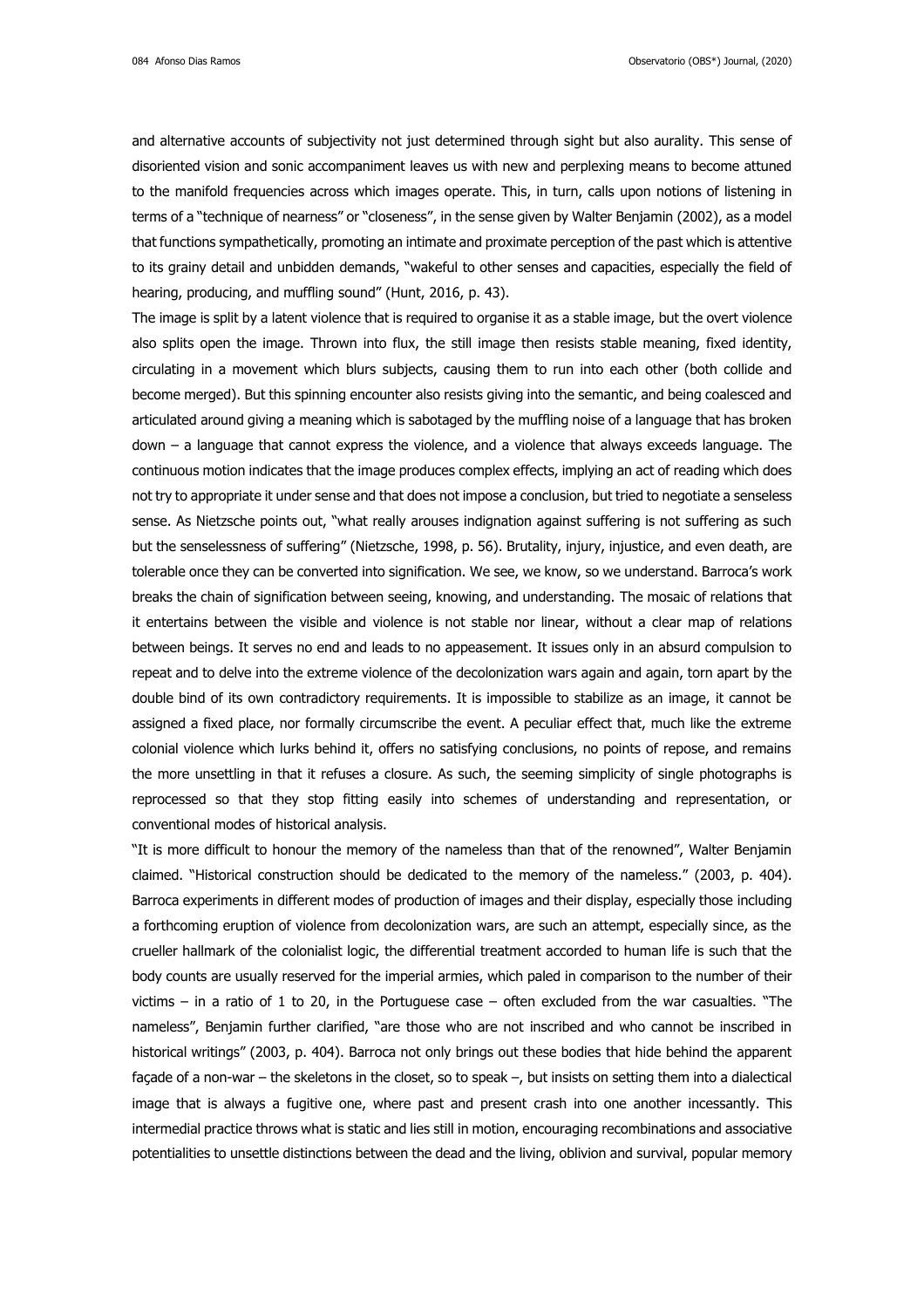and alternative accounts of subjectivity not just determined through sight but also aurality. This sense of disoriented vision and sonic accompaniment leaves us with new and perplexing means to become attuned to the manifold frequencies across which images operate. This, in turn, calls upon notions of listening in terms of a "technique of nearness" or "closeness", in the sense given by Walter Benjamin (2002), as a model that functions sympathetically, promoting an intimate and proximate perception of the past which is attentive to its grainy detail and unbidden demands, "wakeful to other senses and capacities, especially the field of hearing, producing, and muffling sound" (Hunt, 2016, p. 43).

The image is split by a latent violence that is required to organise it as a stable image, but the overt violence also splits open the image. Thrown into flux, the still image then resists stable meaning, fixed identity, circulating in a movement which blurs subjects, causing them to run into each other (both collide and become merged). But this spinning encounter also resists giving into the semantic, and being coalesced and articulated around giving a meaning which is sabotaged by the muffling noise of a language that has broken down – a language that cannot express the violence, and a violence that always exceeds language. The continuous motion indicates that the image produces complex effects, implying an act of reading which does not try to appropriate it under sense and that does not impose a conclusion, but tried to negotiate a senseless sense. As Nietzsche points out, "what really arouses indignation against suffering is not suffering as such but the senselessness of suffering" (Nietzsche, 1998, p. 56). Brutality, injury, injustice, and even death, are tolerable once they can be converted into signification. We see, we know, so we understand. Barroca's work breaks the chain of signification between seeing, knowing, and understanding. The mosaic of relations that it entertains between the visible and violence is not stable nor linear, without a clear map of relations between beings. It serves no end and leads to no appeasement. It issues only in an absurd compulsion to repeat and to delve into the extreme violence of the decolonization wars again and again, torn apart by the double bind of its own contradictory requirements. It is impossible to stabilize as an image, it cannot be assigned a fixed place, nor formally circumscribe the event. A peculiar effect that, much like the extreme colonial violence which lurks behind it, offers no satisfying conclusions, no points of repose, and remains the more unsettling in that it refuses a closure. As such, the seeming simplicity of single photographs is reprocessed so that they stop fitting easily into schemes of understanding and representation, or conventional modes of historical analysis.

"It is more difficult to honour the memory of the nameless than that of the renowned", Walter Benjamin claimed. "Historical construction should be dedicated to the memory of the nameless." (2003, p. 404). Barroca experiments in different modes of production of images and their display, especially those including a forthcoming eruption of violence from decolonization wars, are such an attempt, especially since, as the crueller hallmark of the colonialist logic, the differential treatment accorded to human life is such that the body counts are usually reserved for the imperial armies, which paled in comparison to the number of their victims – in a ratio of 1 to 20, in the Portuguese case – often excluded from the war casualties. "The nameless", Benjamin further clarified, "are those who are not inscribed and who cannot be inscribed in historical writings" (2003, p. 404). Barroca not only brings out these bodies that hide behind the apparent façade of a non-war – the skeletons in the closet, so to speak –, but insists on setting them into a dialectical image that is always a fugitive one, where past and present crash into one another incessantly. This intermedial practice throws what is static and lies still in motion, encouraging recombinations and associative potentialities to unsettle distinctions between the dead and the living, oblivion and survival, popular memory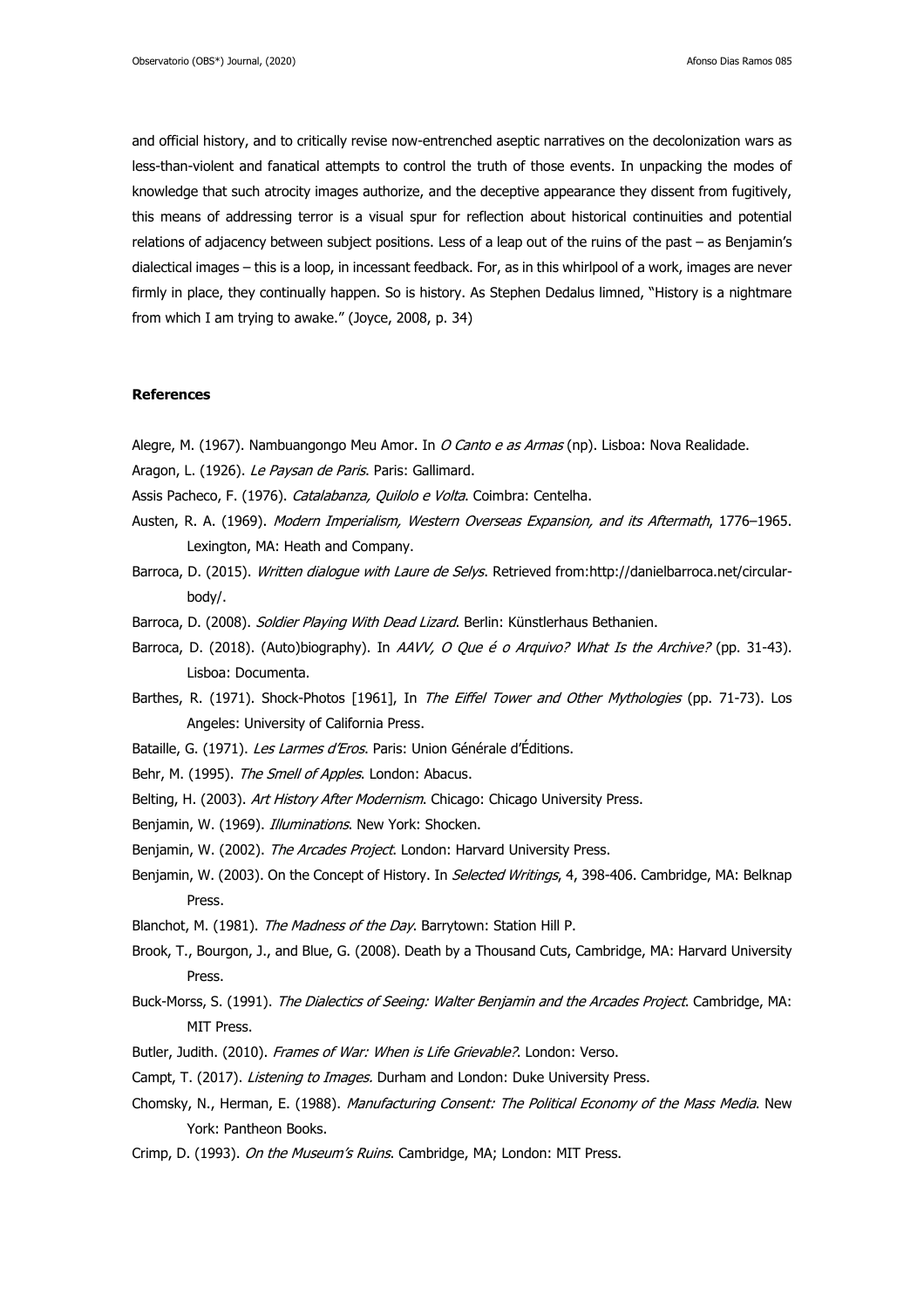and official history, and to critically revise now-entrenched aseptic narratives on the decolonization wars as less-than-violent and fanatical attempts to control the truth of those events. In unpacking the modes of knowledge that such atrocity images authorize, and the deceptive appearance they dissent from fugitively, this means of addressing terror is a visual spur for reflection about historical continuities and potential relations of adjacency between subject positions. Less of a leap out of the ruins of the past – as Benjamin's dialectical images – this is a loop, in incessant feedback. For, as in this whirlpool of a work, images are never firmly in place, they continually happen. So is history. As Stephen Dedalus limned, "History is a nightmare from which I am trying to awake." (Joyce, 2008, p. 34)

**References**

Alegre, M. (1967). Nambuangongo Meu Amor. In *O Canto e as Armas* (np). Lisboa: Nova Realidade.

Aragon, L. (1926). *Le Paysan de Paris*. Paris: Gallimard.

Assis Pacheco, F. (1976). *Catalabanza, Quilolo e Volta*. Coimbra: Centelha.

Austen, R. A. (1969). *Modern Imperialism, Western Overseas Expansion, and its Aftermath*, 1776–1965. Lexington, MA: Heath and Company.

Barroca, D. (2015). *Written dialogue with Laure de Selys*. Retrieved from:http://danielbarroca.net/circular-body/.

Barroca, D. (2008). *Soldier Playing With Dead Lizard*. Berlin: Künstlerhaus Bethanien.

Barroca, D. (2018). (Auto)biography). In *AAVV, O Que é o Arquivo? What Is the Archive?* (pp. 31-43). Lisboa: Documenta.

Barthes, R. (1971). Shock-Photos [1961], In *The Eiffel Tower and Other Mythologies* (pp. 71-73). Los Angeles: University of California Press.

Bataille, G. (1971). *Les Larmes d'Eros*. Paris: Union Générale d'Éditions.

Behr, M. (1995). *The Smell of Apples*. London: Abacus.

Belting, H. (2003). *Art History After Modernism*. Chicago: Chicago University Press.

Benjamin, W. (1969). *Illuminations*. New York: Shocken.

Benjamin, W. (2002). *The Arcades Project*. London: Harvard University Press.

Benjamin, W. (2003). On the Concept of History. In *Selected Writings*, 4, 398-406. Cambridge, MA: Belknap Press.

Blanchot, M. (1981). *The Madness of the Day*. Barrytown: Station Hill P.

Brook, T., Bourgon, J., and Blue, G. (2008). Death by a Thousand Cuts, Cambridge, MA: Harvard University Press.

Buck-Morss, S. (1991). *The Dialectics of Seeing: Walter Benjamin and the Arcades Project*. Cambridge, MA: MIT Press.

Butler, Judith. (2010). *Frames of War: When is Life Grievable?*. London: Verso.

Campt, T. (2017). *Listening to Images.* Durham and London: Duke University Press.

Chomsky, N., Herman, E. (1988). *Manufacturing Consent: The Political Economy of the Mass Media*. New York: Pantheon Books.

Crimp, D. (1993). *On the Museum's Ruins*. Cambridge, MA; London: MIT Press.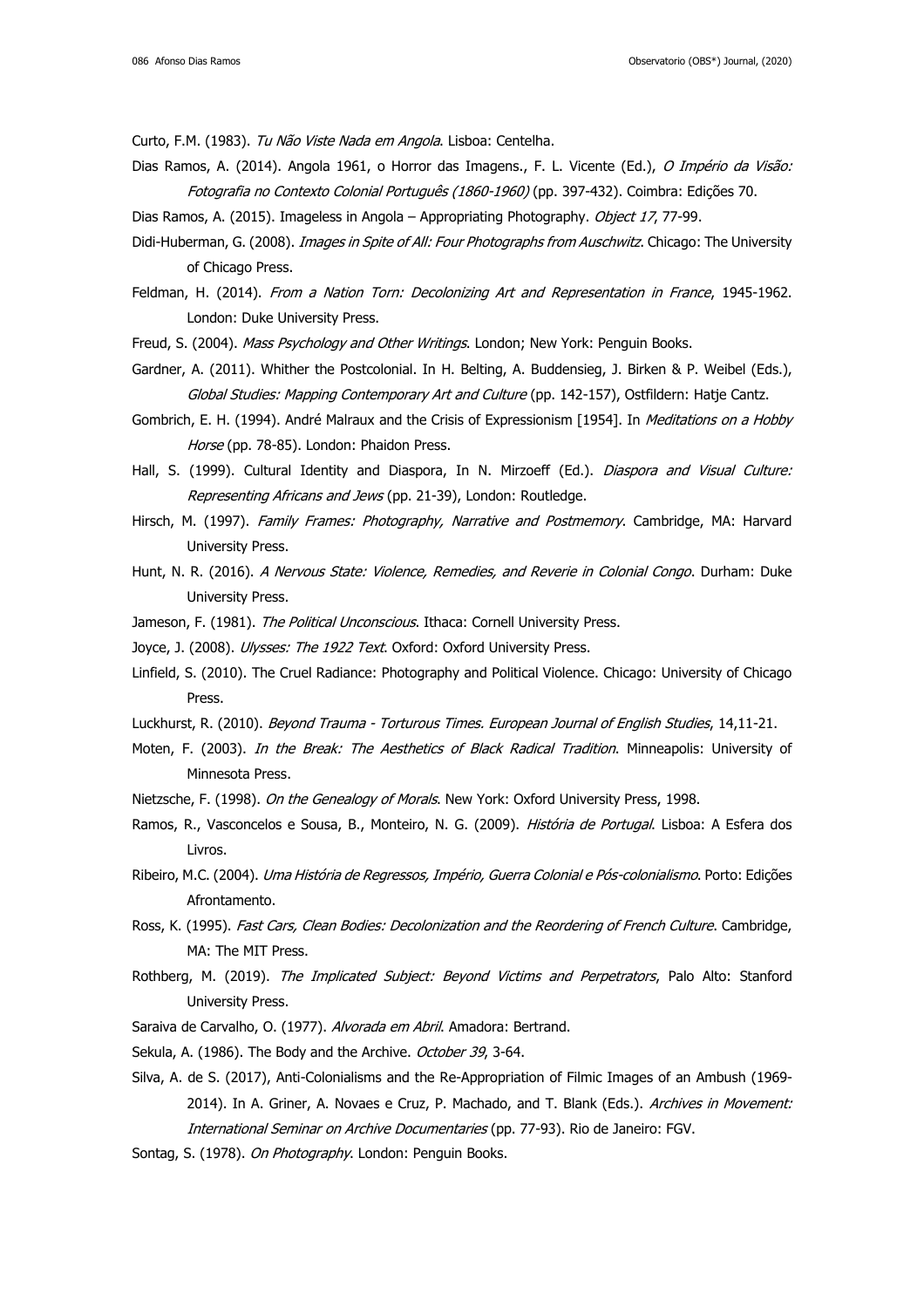Curto, F.M. (1983). *Tu Não Viste Nada em Angola*. Lisboa: Centelha.

Dias Ramos, A. (2014). Angola 1961, o Horror das Imagens., F. L. Vicente (Ed.), *O Império da Visão: Fotografia no Contexto Colonial Português (1860-1960)* (pp. 397-432). Coimbra: Edições 70.

Dias Ramos, A. (2015). Imageless in Angola – Appropriating Photography. *Object 17*, 77-99.

Didi-Huberman, G. (2008). *Images in Spite of All: Four Photographs from Auschwitz*. Chicago: The University of Chicago Press.

Feldman, H. (2014). *From a Nation Torn: Decolonizing Art and Representation in France*, 1945-1962. London: Duke University Press.

Freud, S. (2004). *Mass Psychology and Other Writings*. London; New York: Penguin Books.

Gardner, A. (2011). Whither the Postcolonial. In H. Belting, A. Buddensieg, J. Birken & P. Weibel (Eds.), *Global Studies: Mapping Contemporary Art and Culture* (pp. 142-157), Ostfildern: Hatje Cantz.

Gombrich, E. H. (1994). André Malraux and the Crisis of Expressionism [1954]. In *Meditations on a Hobby Horse* (pp. 78-85). London: Phaidon Press.

Hall, S. (1999). Cultural Identity and Diaspora, In N. Mirzoeff (Ed.). *Diaspora and Visual Culture: Representing Africans and Jews* (pp. 21-39), London: Routledge.

Hirsch, M. (1997). *Family Frames: Photography, Narrative and Postmemory*. Cambridge, MA: Harvard University Press.

Hunt, N. R. (2016). *A Nervous State: Violence, Remedies, and Reverie in Colonial Congo*. Durham: Duke University Press.

Jameson, F. (1981). *The Political Unconscious*. Ithaca: Cornell University Press.

Joyce, J. (2008). *Ulysses: The 1922 Text*. Oxford: Oxford University Press.

Linfield, S. (2010). The Cruel Radiance: Photography and Political Violence. Chicago: University of Chicago Press.

Luckhurst, R. (2010). *Beyond Trauma - Torturous Times. European Journal of English Studies*, 14,11-21.

Moten, F. (2003). *In the Break: The Aesthetics of Black Radical Tradition*. Minneapolis: University of Minnesota Press.

Nietzsche, F. (1998). *On the Genealogy of Morals*. New York: Oxford University Press, 1998.

Ramos, R., Vasconcelos e Sousa, B., Monteiro, N. G. (2009). *História de Portugal*. Lisboa: A Esfera dos Livros.

Ribeiro, M.C. (2004). *Uma História de Regressos, Império, Guerra Colonial e Pós-colonialismo*. Porto: Edições Afrontamento.

Ross, K. (1995). *Fast Cars, Clean Bodies: Decolonization and the Reordering of French Culture*. Cambridge, MA: The MIT Press.

Rothberg, M. (2019). *The Implicated Subject: Beyond Victims and Perpetrators*, Palo Alto: Stanford University Press.

Saraiva de Carvalho, O. (1977). *Alvorada em Abril*. Amadora: Bertrand.

Sekula, A. (1986). The Body and the Archive. *October 39*, 3-64.

Silva, A. de S. (2017), Anti-Colonialisms and the Re-Appropriation of Filmic Images of an Ambush (1969-2014). In A. Griner, A. Novaes e Cruz, P. Machado, and T. Blank (Eds.). *Archives in Movement: International Seminar on Archive Documentaries* (pp. 77-93). Rio de Janeiro: FGV.

Sontag, S. (1978). *On Photography*. London: Penguin Books.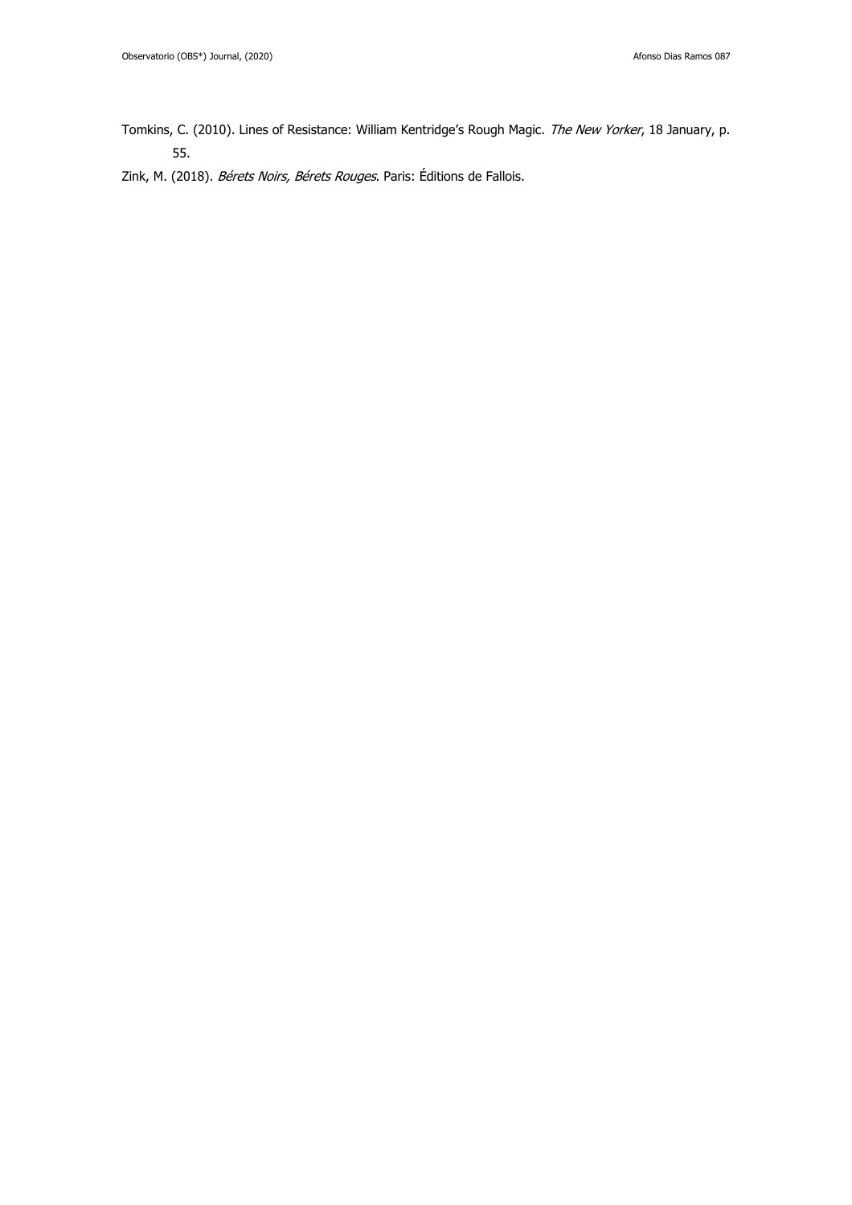Tomkins, C. (2010). Lines of Resistance: William Kentridge's Rough Magic. *The New Yorker*, 18 January, p. 55.

Zink, M. (2018). *Bérets Noirs, Bérets Rouges*. Paris: Éditions de Fallois.